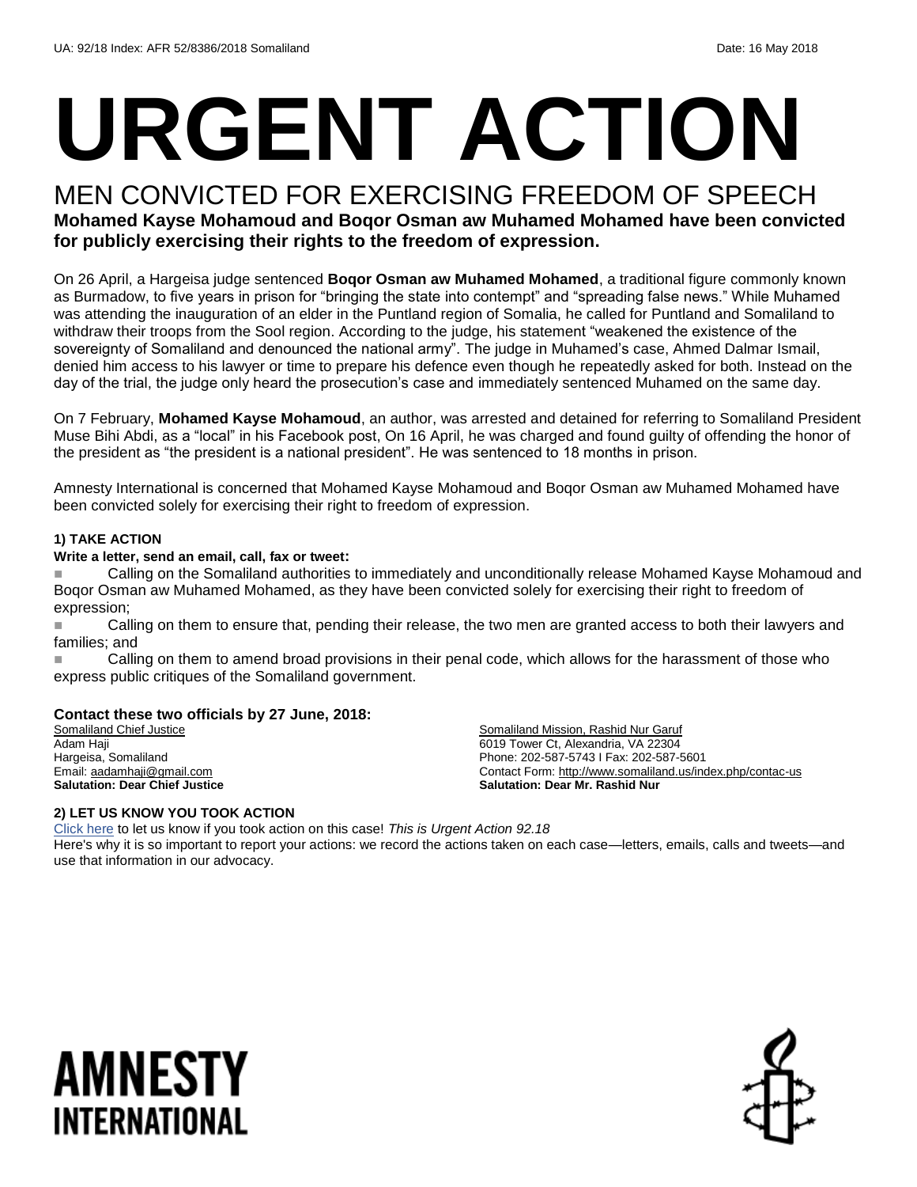UA: 92/18 Index: AFR 52/8386/2018 Somaliland Date: 16 May 2018

# URGENT ACTION

## MEN CONVICTED FOR EXERCISING FREEDOM OF SPEECH

**Mohamed Kayse Mohamoud and Boqor Osman aw Muhamed Mohamed have been convicted for publicly exercising their rights to the freedom of expression.**

On 26 April, a Hargeisa judge sentenced **Boqor Osman aw Muhamed Mohamed**, a traditional figure commonly known as Burmadow, to five years in prison for "bringing the state into contempt" and "spreading false news." While Muhamed was attending the inauguration of an elder in the Puntland region of Somalia, he called for Puntland and Somaliland to withdraw their troops from the Sool region. According to the judge, his statement "weakened the existence of the sovereignty of Somaliland and denounced the national army". The judge in Muhamed's case, Ahmed Dalmar Ismail, denied him access to his lawyer or time to prepare his defence even though he repeatedly asked for both. Instead on the day of the trial, the judge only heard the prosecution's case and immediately sentenced Muhamed on the same day.

On 7 February, **Mohamed Kayse Mohamoud**, an author, was arrested and detained for referring to Somaliland President Muse Bihi Abdi, as a "local" in his Facebook post, On 16 April, he was charged and found guilty of offending the honor of the president as "the president is a national president". He was sentenced to 18 months in prison.

Amnesty International is concerned that Mohamed Kayse Mohamoud and Boqor Osman aw Muhamed Mohamed have been convicted solely for exercising their right to freedom of expression.

**1) TAKE ACTION**

**Write a letter, send an email, call, fax or tweet:**

- Calling on the Somaliland authorities to immediately and unconditionally release Mohamed Kayse Mohamoud and Boqor Osman aw Muhamed Mohamed, as they have been convicted solely for exercising their right to freedom of expression;
- Calling on them to ensure that, pending their release, the two men are granted access to both their lawyers and families; and
- Calling on them to amend broad provisions in their penal code, which allows for the harassment of those who express public critiques of the Somaliland government.

**Contact these two officials by 27 June, 2018:**

Somaliland Chief Justice
Adam Haji
Hargeisa, Somaliland
Email: aadamhaji@gmail.com
**Salutation: Dear Chief Justice**

Somaliland Mission, Rashid Nur Garuf
6019 Tower Ct, Alexandria, VA 22304
Phone: 202-587-5743 I Fax: 202-587-5601
Contact Form: http://www.somaliland.us/index.php/contac-us
**Salutation: Dear Mr. Rashid Nur**

**2) LET US KNOW YOU TOOK ACTION**

Click here to let us know if you took action on this case! *This is Urgent Action 92.18*
Here's why it is so important to report your actions: we record the actions taken on each case—letters, emails, calls and tweets—and use that information in our advocacy.

AMNESTY INTERNATIONAL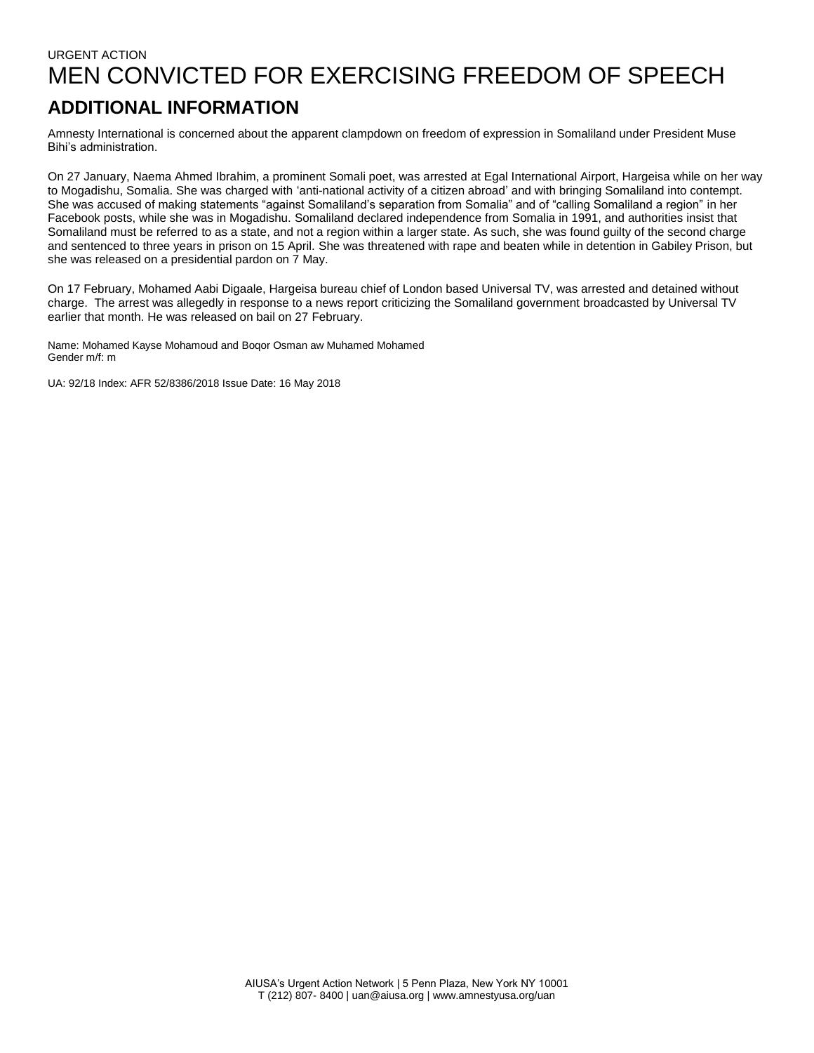URGENT ACTION

# MEN CONVICTED FOR EXERCISING FREEDOM OF SPEECH

## ADDITIONAL INFORMATION

Amnesty International is concerned about the apparent clampdown on freedom of expression in Somaliland under President Muse Bihi's administration.

On 27 January, Naema Ahmed Ibrahim, a prominent Somali poet, was arrested at Egal International Airport, Hargeisa while on her way to Mogadishu, Somalia. She was charged with 'anti-national activity of a citizen abroad' and with bringing Somaliland into contempt. She was accused of making statements "against Somaliland's separation from Somalia" and of "calling Somaliland a region" in her Facebook posts, while she was in Mogadishu. Somaliland declared independence from Somalia in 1991, and authorities insist that Somaliland must be referred to as a state, and not a region within a larger state. As such, she was found guilty of the second charge and sentenced to three years in prison on 15 April. She was threatened with rape and beaten while in detention in Gabiley Prison, but she was released on a presidential pardon on 7 May.

On 17 February, Mohamed Aabi Digaale, Hargeisa bureau chief of London based Universal TV, was arrested and detained without charge. The arrest was allegedly in response to a news report criticizing the Somaliland government broadcasted by Universal TV earlier that month. He was released on bail on 27 February.

Name: Mohamed Kayse Mohamoud and Boqor Osman aw Muhamed Mohamed
Gender m/f: m

UA: 92/18 Index: AFR 52/8386/2018 Issue Date: 16 May 2018